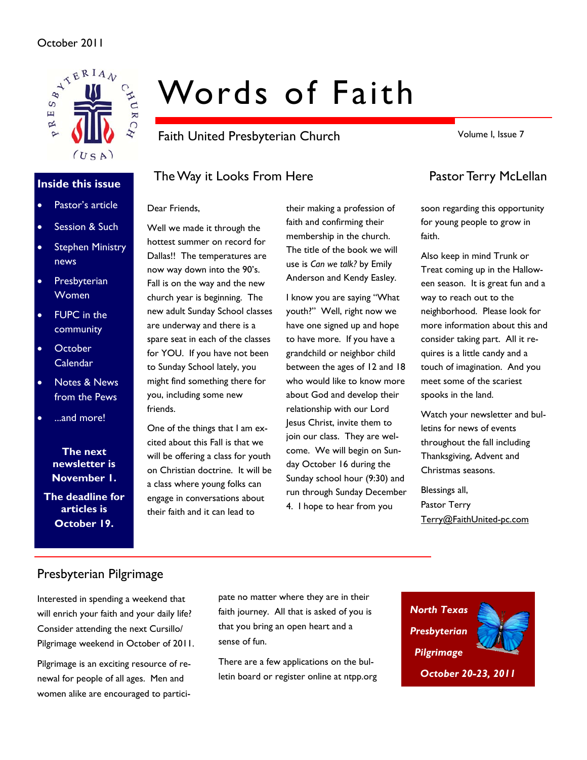October 2011

# Words of Faith

Faith United Presbyterian Church

Volume I, Issue 7

**Inside this issue**

- Pastor's article
- Session & Such
- Stephen Ministry news
- Presbyterian Women
- FUPC in the community
- October Calendar
- Notes & News from the Pews
- ...and more!

**The next newsletter is November 1.**

**The deadline for articles is October 19.**

## The Way it Looks From Here

### Pastor Terry McLellan

Dear Friends,

Well we made it through the hottest summer on record for Dallas!! The temperatures are now way down into the 90's. Fall is on the way and the new church year is beginning. The new adult Sunday School classes are underway and there is a spare seat in each of the classes for YOU. If you have not been to Sunday School lately, you might find something there for you, including some new friends.

One of the things that I am excited about this Fall is that we will be offering a class for youth on Christian doctrine. It will be a class where young folks can engage in conversations about their faith and it can lead to their making a profession of faith and confirming their membership in the church. The title of the book we will use is *Can we talk?* by Emily Anderson and Kendy Easley.

I know you are saying "What youth?" Well, right now we have one signed up and hope to have more. If you have a grandchild or neighbor child between the ages of 12 and 18 who would like to know more about God and develop their relationship with our Lord Jesus Christ, invite them to join our class. They are welcome. We will begin on Sunday October 16 during the Sunday school hour (9:30) and run through Sunday December 4. I hope to hear from you soon regarding this opportunity for young people to grow in faith.

Also keep in mind Trunk or Treat coming up in the Halloween season. It is great fun and a way to reach out to the neighborhood. Please look for more information about this and consider taking part. All it requires is a little candy and a touch of imagination. And you meet some of the scariest spooks in the land.

Watch your newsletter and bulletins for news of events throughout the fall including Thanksgiving, Advent and Christmas seasons.

Blessings all,
Pastor Terry
Terry@FaithUnited-pc.com

## Presbyterian Pilgrimage

Interested in spending a weekend that will enrich your faith and your daily life? Consider attending the next Cursillo/ Pilgrimage weekend in October of 2011.

Pilgrimage is an exciting resource of renewal for people of all ages. Men and women alike are encouraged to participate no matter where they are in their faith journey. All that is asked of you is that you bring an open heart and a sense of fun.

There are a few applications on the bulletin board or register online at ntpp.org

***North Texas Presbyterian Pilgrimage***

***October 20-23, 2011***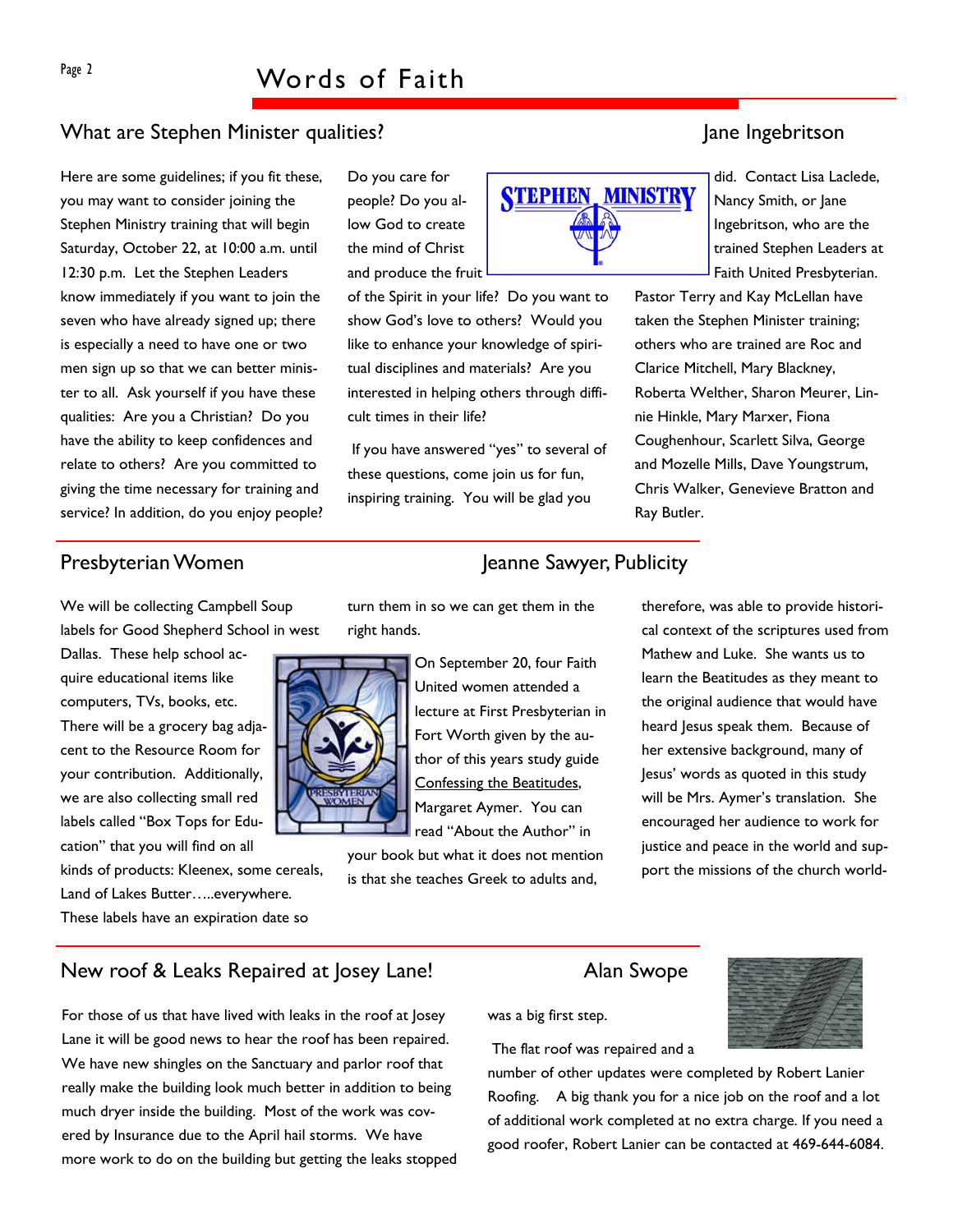## What are Stephen Minister qualities?

Jane Ingebritson

Here are some guidelines; if you fit these, you may want to consider joining the Stephen Ministry training that will begin Saturday, October 22, at 10:00 a.m. until 12:30 p.m. Let the Stephen Leaders know immediately if you want to join the seven who have already signed up; there is especially a need to have one or two men sign up so that we can better minister to all. Ask yourself if you have these qualities: Are you a Christian? Do you have the ability to keep confidences and relate to others? Are you committed to giving the time necessary for training and service? In addition, do you enjoy people? Do you care for people? Do you allow God to create the mind of Christ and produce the fruit of the Spirit in your life? Do you want to show God's love to others? Would you like to enhance your knowledge of spiritual disciplines and materials? Are you interested in helping others through difficult times in their life?

If you have answered "yes" to several of these questions, come join us for fun, inspiring training. You will be glad you did. Contact Lisa Laclede, Nancy Smith, or Jane Ingebritson, who are the trained Stephen Leaders at Faith United Presbyterian. Pastor Terry and Kay McLellan have taken the Stephen Minister training; others who are trained are Roc and Clarice Mitchell, Mary Blackney, Roberta Welther, Sharon Meurer, Linnie Hinkle, Mary Marxer, Fiona Coughenhour, Scarlett Silva, George and Mozelle Mills, Dave Youngstrum, Chris Walker, Genevieve Bratton and Ray Butler.

## Presbyterian Women

Jeanne Sawyer, Publicity

We will be collecting Campbell Soup labels for Good Shepherd School in west Dallas. These help school acquire educational items like computers, TVs, books, etc. There will be a grocery bag adjacent to the Resource Room for your contribution. Additionally, we are also collecting small red labels called "Box Tops for Education" that you will find on all kinds of products: Kleenex, some cereals, Land of Lakes Butter…..everywhere. These labels have an expiration date so turn them in so we can get them in the right hands.

On September 20, four Faith United women attended a lecture at First Presbyterian in Fort Worth given by the author of this years study guide Confessing the Beatitudes, Margaret Aymer. You can read "About the Author" in your book but what it does not mention is that she teaches Greek to adults and, therefore, was able to provide historical context of the scriptures used from Mathew and Luke. She wants us to learn the Beatitudes as they meant to the original audience that would have heard Jesus speak them. Because of her extensive background, many of Jesus' words as quoted in this study will be Mrs. Aymer's translation. She encouraged her audience to work for justice and peace in the world and support the missions of the church world-

## New roof & Leaks Repaired at Josey Lane!

Alan Swope

For those of us that have lived with leaks in the roof at Josey Lane it will be good news to hear the roof has been repaired. We have new shingles on the Sanctuary and parlor roof that really make the building look much better in addition to being much dryer inside the building. Most of the work was covered by Insurance due to the April hail storms. We have more work to do on the building but getting the leaks stopped was a big first step.

The flat roof was repaired and a number of other updates were completed by Robert Lanier Roofing. A big thank you for a nice job on the roof and a lot of additional work completed at no extra charge. If you need a good roofer, Robert Lanier can be contacted at 469-644-6084.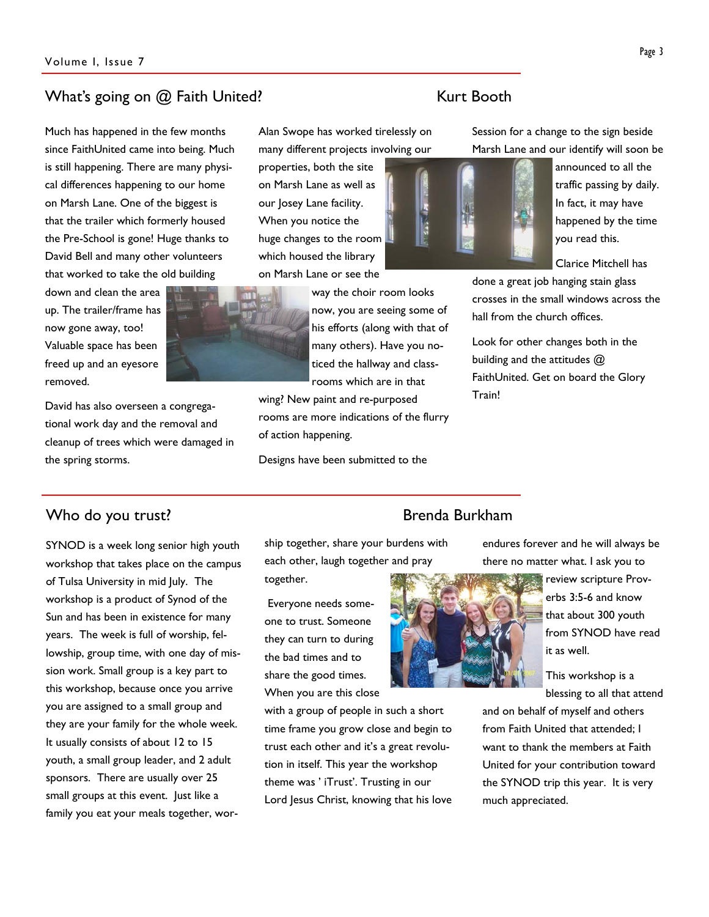## What's going on @ Faith United?

**Kurt Booth**

Much has happened in the few months since FaithUnited came into being. Much is still happening. There are many physical differences happening to our home on Marsh Lane. One of the biggest is that the trailer which formerly housed the Pre-School is gone! Huge thanks to David Bell and many other volunteers that worked to take the old building down and clean the area up. The trailer/frame has now gone away, too! Valuable space has been freed up and an eyesore removed.

David has also overseen a congregational work day and the removal and cleanup of trees which were damaged in the spring storms.

Alan Swope has worked tirelessly on many different projects involving our properties, both the site on Marsh Lane as well as our Josey Lane facility. When you notice the huge changes to the room which housed the library on Marsh Lane or see the way the choir room looks now, you are seeing some of his efforts (along with that of many others). Have you noticed the hallway and classrooms which are in that wing? New paint and re-purposed rooms are more indications of the flurry of action happening.

Designs have been submitted to the Session for a change to the sign beside Marsh Lane and our identify will soon be announced to all the traffic passing by daily. In fact, it may have happened by the time you read this.

Clarice Mitchell has done a great job hanging stain glass crosses in the small windows across the hall from the church offices.

Look for other changes both in the building and the attitudes @ FaithUnited. Get on board the Glory Train!

## Who do you trust?

**Brenda Burkham**

SYNOD is a week long senior high youth workshop that takes place on the campus of Tulsa University in mid July. The workshop is a product of Synod of the Sun and has been in existence for many years. The week is full of worship, fellowship, group time, with one day of mission work. Small group is a key part to this workshop, because once you arrive you are assigned to a small group and they are your family for the whole week. It usually consists of about 12 to 15 youth, a small group leader, and 2 adult sponsors. There are usually over 25 small groups at this event. Just like a family you eat your meals together, worship together, share your burdens with each other, laugh together and pray together.

Everyone needs someone to trust. Someone they can turn to during the bad times and to share the good times. When you are this close with a group of people in such a short time frame you grow close and begin to trust each other and it's a great revolution in itself. This year the workshop theme was ' iTrust'. Trusting in our Lord Jesus Christ, knowing that his love endures forever and he will always be there no matter what. I ask you to review scripture Proverbs 3:5-6 and know that about 300 youth from SYNOD have read it as well.

This workshop is a blessing to all that attend and on behalf of myself and others from Faith United that attended; I want to thank the members at Faith United for your contribution toward the SYNOD trip this year. It is very much appreciated.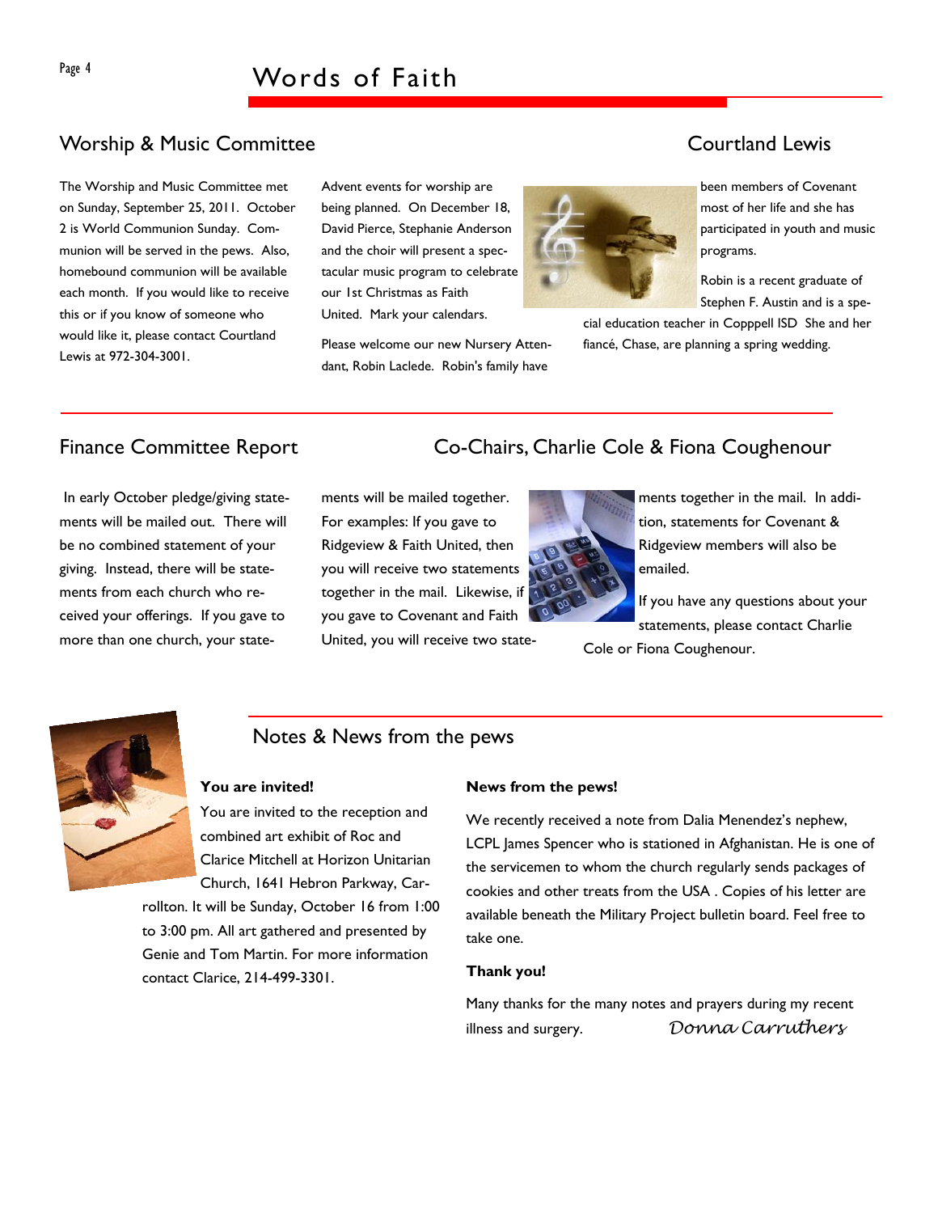# Words of Faith

## Worship & Music Committee — Courtland Lewis

The Worship and Music Committee met on Sunday, September 25, 2011. October 2 is World Communion Sunday. Communion will be served in the pews. Also, homebound communion will be available each month. If you would like to receive this or if you know of someone who would like it, please contact Courtland Lewis at 972-304-3001.

Advent events for worship are being planned. On December 18, David Pierce, Stephanie Anderson and the choir will present a spectacular music program to celebrate our 1st Christmas as Faith United. Mark your calendars.

Please welcome our new Nursery Attendant, Robin Laclede. Robin's family have been members of Covenant most of her life and she has participated in youth and music programs.

Robin is a recent graduate of Stephen F. Austin and is a special education teacher in Copppell ISD She and her fiancé, Chase, are planning a spring wedding.

## Finance Committee Report — Co-Chairs, Charlie Cole & Fiona Coughenour

In early October pledge/giving statements will be mailed out. There will be no combined statement of your giving. Instead, there will be statements from each church who received your offerings. If you gave to more than one church, your statements will be mailed together. For examples: If you gave to Ridgeview & Faith United, then you will receive two statements together in the mail. Likewise, if you gave to Covenant and Faith United, you will receive two statements together in the mail. In addition, statements for Covenant & Ridgeview members will also be emailed.

If you have any questions about your statements, please contact Charlie Cole or Fiona Coughenour.

## Notes & News from the pews

**You are invited!**

You are invited to the reception and combined art exhibit of Roc and Clarice Mitchell at Horizon Unitarian Church, 1641 Hebron Parkway, Carrollton. It will be Sunday, October 16 from 1:00 to 3:00 pm. All art gathered and presented by Genie and Tom Martin. For more information contact Clarice, 214-499-3301.

**News from the pews!**

We recently received a note from Dalia Menendez's nephew, LCPL James Spencer who is stationed in Afghanistan. He is one of the servicemen to whom the church regularly sends packages of cookies and other treats from the USA . Copies of his letter are available beneath the Military Project bulletin board. Feel free to take one.

**Thank you!**

Many thanks for the many notes and prayers during my recent illness and surgery. *Donna Carruthers*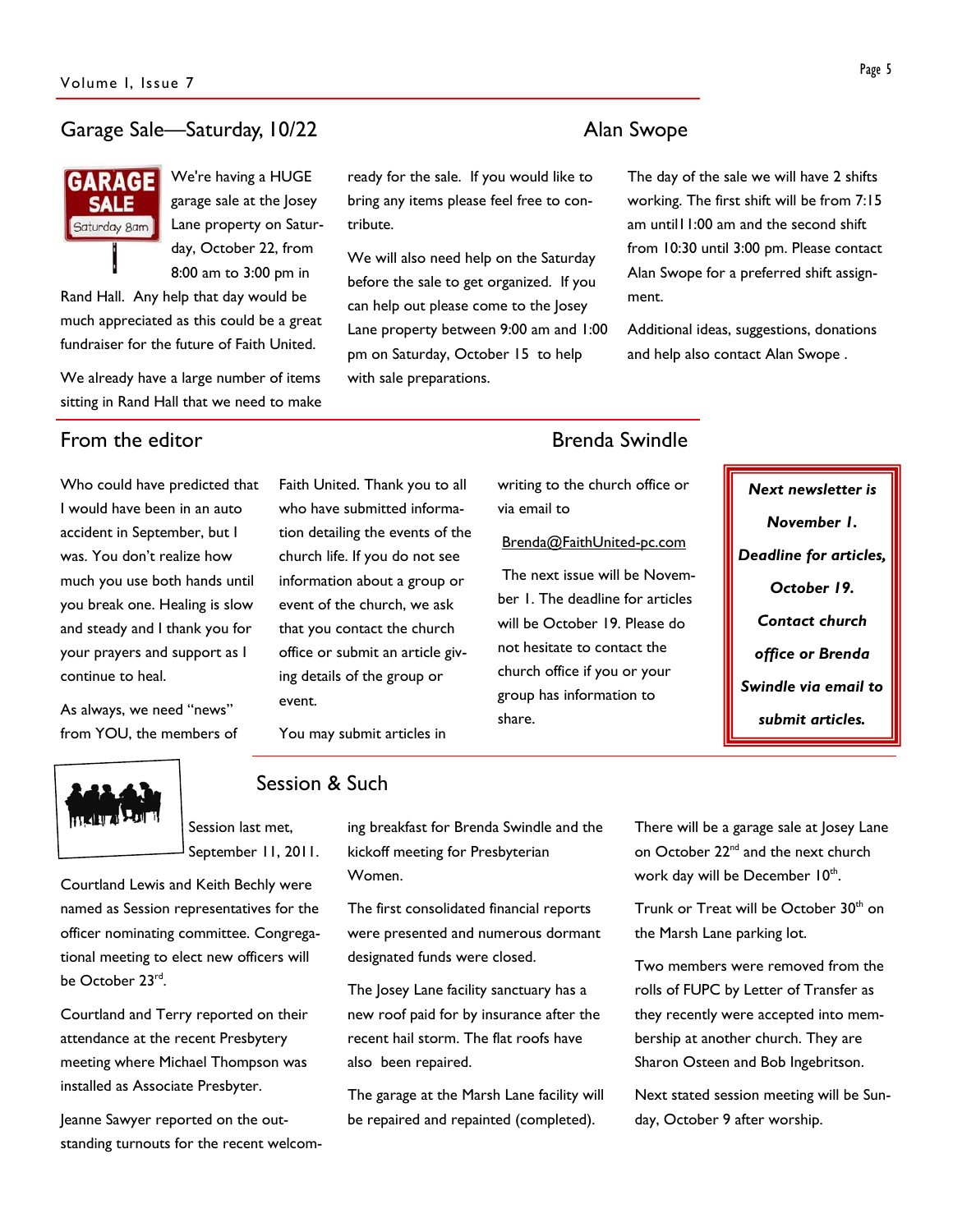## Garage Sale—Saturday, 10/22

### Alan Swope

We're having a HUGE garage sale at the Josey Lane property on Saturday, October 22, from 8:00 am to 3:00 pm in Rand Hall. Any help that day would be much appreciated as this could be a great fundraiser for the future of Faith United.

We already have a large number of items sitting in Rand Hall that we need to make ready for the sale. If you would like to bring any items please feel free to contribute.

We will also need help on the Saturday before the sale to get organized. If you can help out please come to the Josey Lane property between 9:00 am and 1:00 pm on Saturday, October 15 to help with sale preparations.

The day of the sale we will have 2 shifts working. The first shift will be from 7:15 am until 11:00 am and the second shift from 10:30 until 3:00 pm. Please contact Alan Swope for a preferred shift assignment.

Additional ideas, suggestions, donations and help also contact Alan Swope .

## From the editor

### Brenda Swindle

Who could have predicted that I would have been in an auto accident in September, but I was. You don't realize how much you use both hands until you break one. Healing is slow and steady and I thank you for your prayers and support as I continue to heal.

As always, we need "news" from YOU, the members of Faith United. Thank you to all who have submitted information detailing the events of the church life. If you do not see information about a group or event of the church, we ask that you contact the church office or submit an article giving details of the group or event.

You may submit articles in writing to the church office or via email to

Brenda@FaithUnited-pc.com

The next issue will be November 1. The deadline for articles will be October 19. Please do not hesitate to contact the church office if you or your group has information to share.

***Next newsletter is November 1. Deadline for articles, October 19. Contact church office or Brenda Swindle via email to submit articles.***

## Session & Such

Session last met, September 11, 2011.

Courtland Lewis and Keith Bechly were named as Session representatives for the officer nominating committee. Congregational meeting to elect new officers will be October 23rd.

Courtland and Terry reported on their attendance at the recent Presbytery meeting where Michael Thompson was installed as Associate Presbyter.

Jeanne Sawyer reported on the outstanding turnouts for the recent welcoming breakfast for Brenda Swindle and the kickoff meeting for Presbyterian Women.

The first consolidated financial reports were presented and numerous dormant designated funds were closed.

The Josey Lane facility sanctuary has a new roof paid for by insurance after the recent hail storm. The flat roofs have also been repaired.

The garage at the Marsh Lane facility will be repaired and repainted (completed).

There will be a garage sale at Josey Lane on October 22nd and the next church work day will be December 10th.

Trunk or Treat will be October 30th on the Marsh Lane parking lot.

Two members were removed from the rolls of FUPC by Letter of Transfer as they recently were accepted into membership at another church. They are Sharon Osteen and Bob Ingebritson.

Next stated session meeting will be Sunday, October 9 after worship.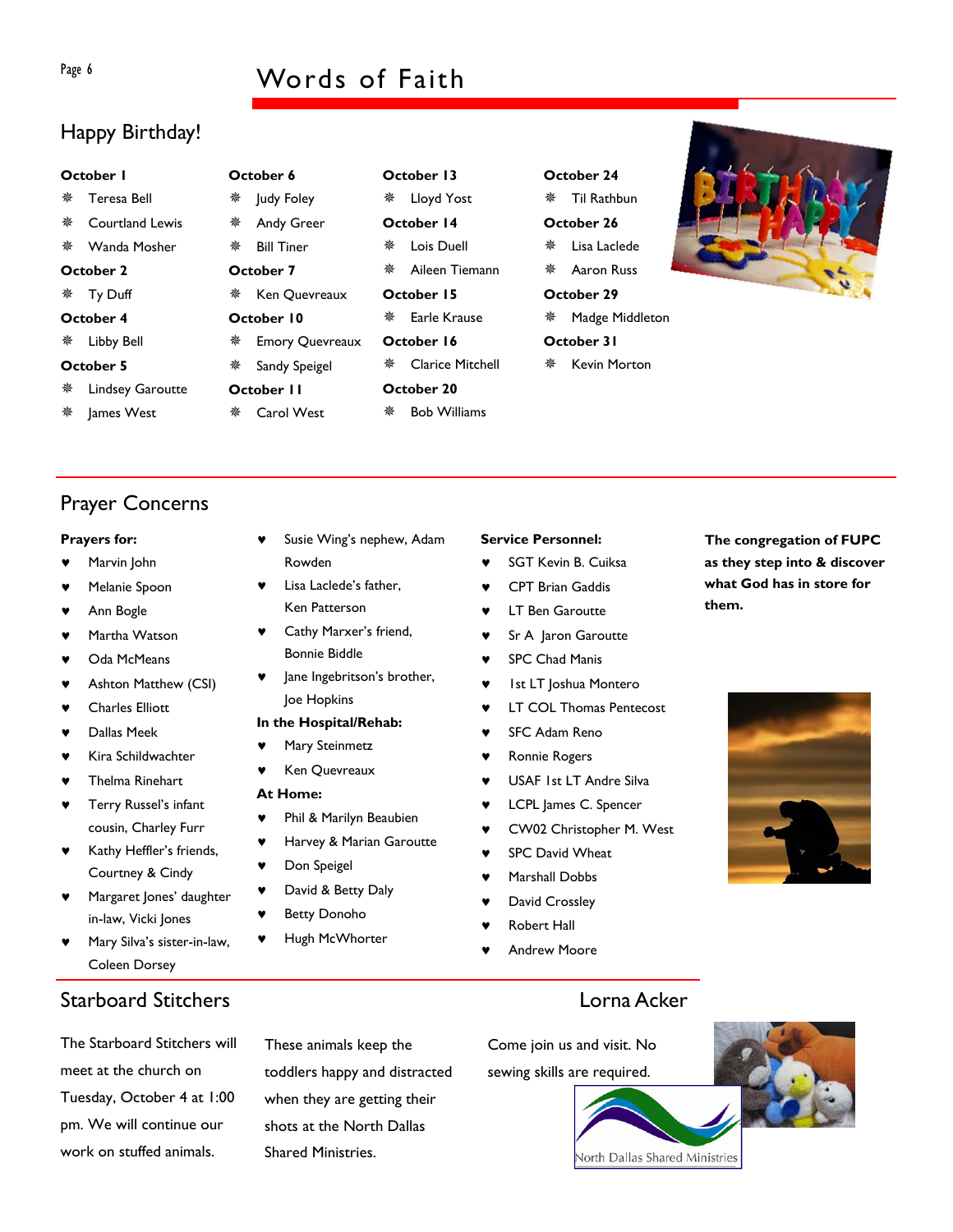## Happy Birthday!

**October 1**
- Teresa Bell
- Courtland Lewis
- Wanda Mosher

**October 2**
- Ty Duff

**October 4**
- Libby Bell

**October 5**
- Lindsey Garoutte
- James West

**October 6**
- Judy Foley
- Andy Greer
- Bill Tiner

**October 7**
- Ken Quevreaux

**October 10**
- Emory Quevreaux
- Sandy Speigel

**October 11**
- Carol West

**October 13**
- Lloyd Yost

**October 14**
- Lois Duell
- Aileen Tiemann

**October 15**
- Earle Krause

**October 16**
- Clarice Mitchell

**October 20**
- Bob Williams

**October 24**
- Til Rathbun

**October 26**
- Lisa Laclede
- Aaron Russ

**October 29**
- Madge Middleton

**October 31**
- Kevin Morton

## Prayer Concerns

**Prayers for:**
- Marvin John
- Melanie Spoon
- Ann Bogle
- Martha Watson
- Oda McMeans
- Ashton Matthew (CSI)
- Charles Elliott
- Dallas Meek
- Kira Schildwachter
- Thelma Rinehart
- Terry Russel's infant cousin, Charley Furr
- Kathy Heffler's friends, Courtney & Cindy
- Margaret Jones' daughter in-law, Vicki Jones
- Mary Silva's sister-in-law, Coleen Dorsey
- Susie Wing's nephew, Adam Rowden
- Lisa Laclede's father, Ken Patterson
- Cathy Marxer's friend, Bonnie Biddle
- Jane Ingebritson's brother, Joe Hopkins

**In the Hospital/Rehab:**
- Mary Steinmetz
- Ken Quevreaux

**At Home:**
- Phil & Marilyn Beaubien
- Harvey & Marian Garoutte
- Don Speigel
- David & Betty Daly
- Betty Donoho
- Hugh McWhorter

**Service Personnel:**
- SGT Kevin B. Cuiksa
- CPT Brian Gaddis
- LT Ben Garoutte
- Sr A Jaron Garoutte
- SPC Chad Manis
- 1st LT Joshua Montero
- LT COL Thomas Pentecost
- SFC Adam Reno
- Ronnie Rogers
- USAF 1st LT Andre Silva
- LCPL James C. Spencer
- CW02 Christopher M. West
- SPC David Wheat
- Marshall Dobbs
- David Crossley
- Robert Hall
- Andrew Moore

**The congregation of FUPC as they step into & discover what God has in store for them.**

## Starboard Stitchers

Lorna Acker

The Starboard Stitchers will meet at the church on Tuesday, October 4 at 1:00 pm. We will continue our work on stuffed animals. These animals keep the toddlers happy and distracted when they are getting their shots at the North Dallas Shared Ministries. Come join us and visit. No sewing skills are required.

North Dallas Shared Ministries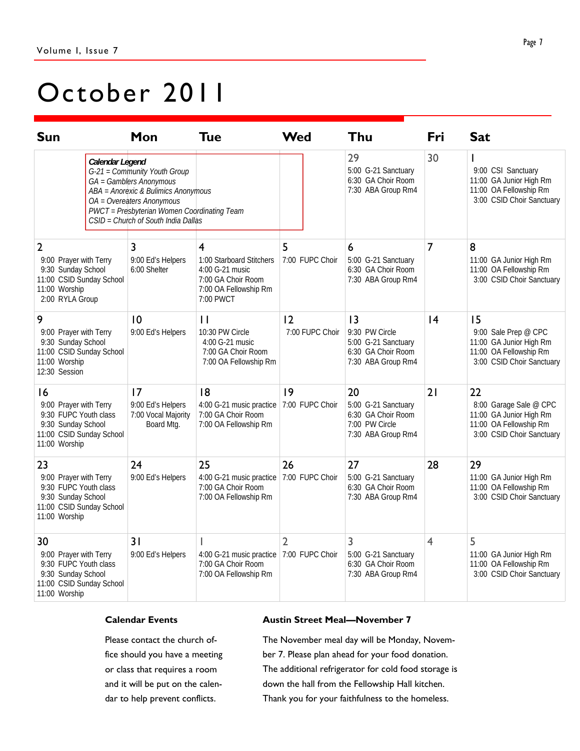# October 2011

**Calendar Legend**
*G-21 = Community Youth Group*
*GA = Gamblers Anonymous*
*ABA = Anorexic & Bulimics Anonymous*
*OA = Overeaters Anonymous*
*PWCT = Presbyterian Women Coordinating Team*
*CSID = Church of South India Dallas*

| Sun | Mon | Tue | Wed | Thu | Fri | Sat |
|---|---|---|---|---|---|---|
| | | | | 29<br>5:00 G-21 Sanctuary<br>6:30 GA Choir Room<br>7:30 ABA Group Rm4 | 30 | 1<br>9:00 CSI Sanctuary<br>11:00 GA Junior High Rm<br>11:00 OA Fellowship Rm<br>3:00 CSID Choir Sanctuary |
| 2<br>9:00 Prayer with Terry<br>9:30 Sunday School<br>11:00 CSID Sunday School<br>11:00 Worship<br>2:00 RYLA Group | 3<br>9:00 Ed's Helpers<br>6:00 Shelter | 4<br>1:00 Starboard Stitchers<br>4:00 G-21 music<br>7:00 GA Choir Room<br>7:00 OA Fellowship Rm<br>7:00 PWCT | 5<br>7:00 FUPC Choir | 6<br>5:00 G-21 Sanctuary<br>6:30 GA Choir Room<br>7:30 ABA Group Rm4 | 7 | 8<br>11:00 GA Junior High Rm<br>11:00 OA Fellowship Rm<br>3:00 CSID Choir Sanctuary |
| 9<br>9:00 Prayer with Terry<br>9:30 Sunday School<br>11:00 CSID Sunday School<br>11:00 Worship<br>12:30 Session | 10<br>9:00 Ed's Helpers | 11<br>10:30 PW Circle<br>4:00 G-21 music<br>7:00 GA Choir Room<br>7:00 OA Fellowship Rm | 12<br>7:00 FUPC Choir | 13<br>9:30 PW Circle<br>5:00 G-21 Sanctuary<br>6:30 GA Choir Room<br>7:30 ABA Group Rm4 | 14 | 15<br>9:00 Sale Prep @ CPC<br>11:00 GA Junior High Rm<br>11:00 OA Fellowship Rm<br>3:00 CSID Choir Sanctuary |
| 16<br>9:00 Prayer with Terry<br>9:30 FUPC Youth class<br>9:30 Sunday School<br>11:00 CSID Sunday School<br>11:00 Worship | 17<br>9:00 Ed's Helpers<br>7:00 Vocal Majority Board Mtg. | 18<br>4:00 G-21 music practice<br>7:00 GA Choir Room<br>7:00 OA Fellowship Rm | 19<br>7:00 FUPC Choir | 20<br>5:00 G-21 Sanctuary<br>6:30 GA Choir Room<br>7:00 PW Circle<br>7:30 ABA Group Rm4 | 21 | 22<br>8:00 Garage Sale @ CPC<br>11:00 GA Junior High Rm<br>11:00 OA Fellowship Rm<br>3:00 CSID Choir Sanctuary |
| 23<br>9:00 Prayer with Terry<br>9:30 FUPC Youth class<br>9:30 Sunday School<br>11:00 CSID Sunday School<br>11:00 Worship | 24<br>9:00 Ed's Helpers | 25<br>4:00 G-21 music practice<br>7:00 GA Choir Room<br>7:00 OA Fellowship Rm | 26<br>7:00 FUPC Choir | 27<br>5:00 G-21 Sanctuary<br>6:30 GA Choir Room<br>7:30 ABA Group Rm4 | 28 | 29<br>11:00 GA Junior High Rm<br>11:00 OA Fellowship Rm<br>3:00 CSID Choir Sanctuary |
| 30<br>9:00 Prayer with Terry<br>9:30 FUPC Youth class<br>9:30 Sunday School<br>11:00 CSID Sunday School<br>11:00 Worship | 31<br>9:00 Ed's Helpers | 1<br>4:00 G-21 music practice<br>7:00 GA Choir Room<br>7:00 OA Fellowship Rm | 2<br>7:00 FUPC Choir | 3<br>5:00 G-21 Sanctuary<br>6:30 GA Choir Room<br>7:30 ABA Group Rm4 | 4 | 5<br>11:00 GA Junior High Rm<br>11:00 OA Fellowship Rm<br>3:00 CSID Choir Sanctuary |

### Calendar Events

Please contact the church office should you have a meeting or class that requires a room and it will be put on the calendar to help prevent conflicts.

### Austin Street Meal—November 7

The November meal day will be Monday, November 7. Please plan ahead for your food donation. The additional refrigerator for cold food storage is down the hall from the Fellowship Hall kitchen. Thank you for your faithfulness to the homeless.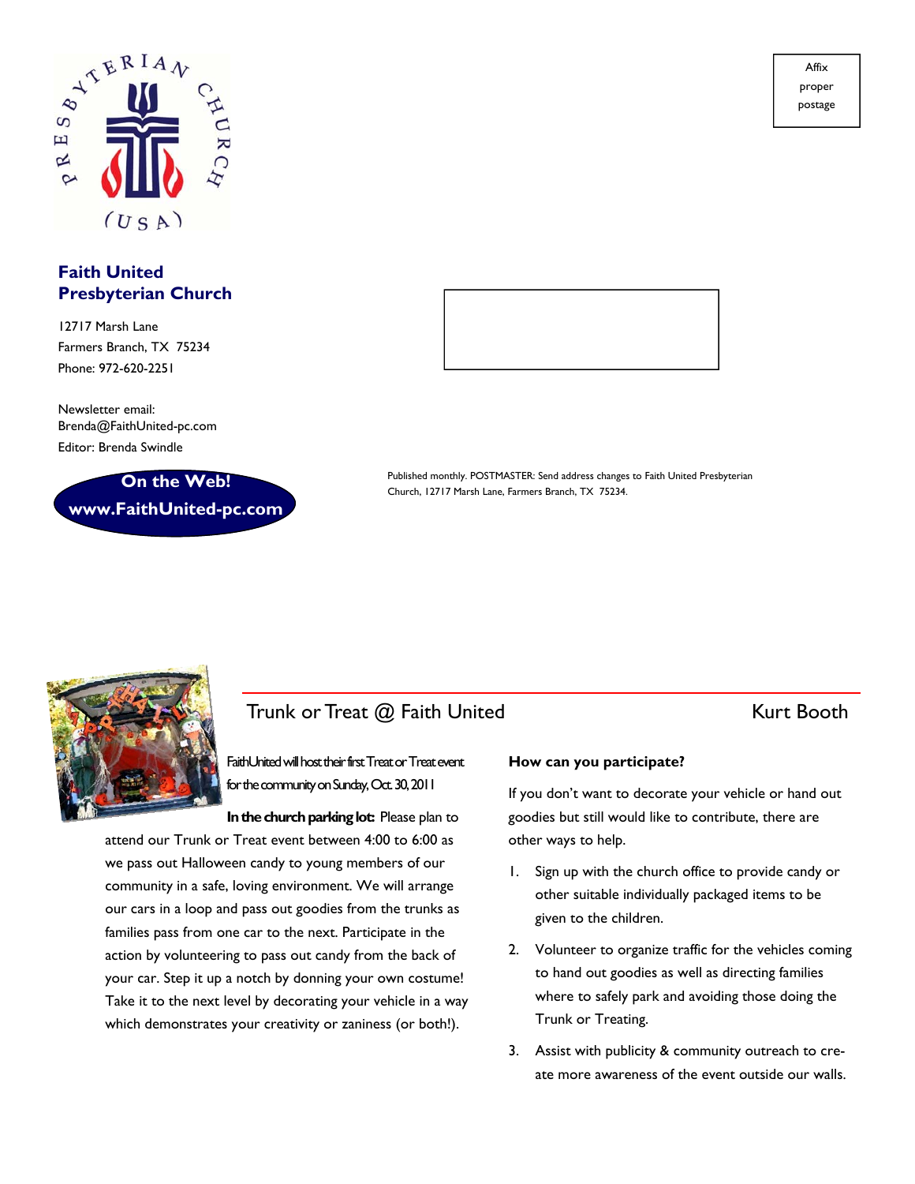Affix proper postage

## Faith United Presbyterian Church

12717 Marsh Lane
Farmers Branch, TX 75234
Phone: 972-620-2251

Newsletter email:
Brenda@FaithUnited-pc.com
Editor: Brenda Swindle

**On the Web!**
**www.FaithUnited-pc.com**

Published monthly. POSTMASTER: Send address changes to Faith United Presbyterian Church, 12717 Marsh Lane, Farmers Branch, TX 75234.

## Trunk or Treat @ Faith United

Kurt Booth

Faith United will host their first Treat or Treat event for the community on Sunday, Oct. 30, 2011

**In the church parking lot:** Please plan to attend our Trunk or Treat event between 4:00 to 6:00 as we pass out Halloween candy to young members of our community in a safe, loving environment. We will arrange our cars in a loop and pass out goodies from the trunks as families pass from one car to the next. Participate in the action by volunteering to pass out candy from the back of your car. Step it up a notch by donning your own costume! Take it to the next level by decorating your vehicle in a way which demonstrates your creativity or zaniness (or both!).

**How can you participate?**

If you don't want to decorate your vehicle or hand out goodies but still would like to contribute, there are other ways to help.

1. Sign up with the church office to provide candy or other suitable individually packaged items to be given to the children.
2. Volunteer to organize traffic for the vehicles coming to hand out goodies as well as directing families where to safely park and avoiding those doing the Trunk or Treating.
3. Assist with publicity & community outreach to create more awareness of the event outside our walls.